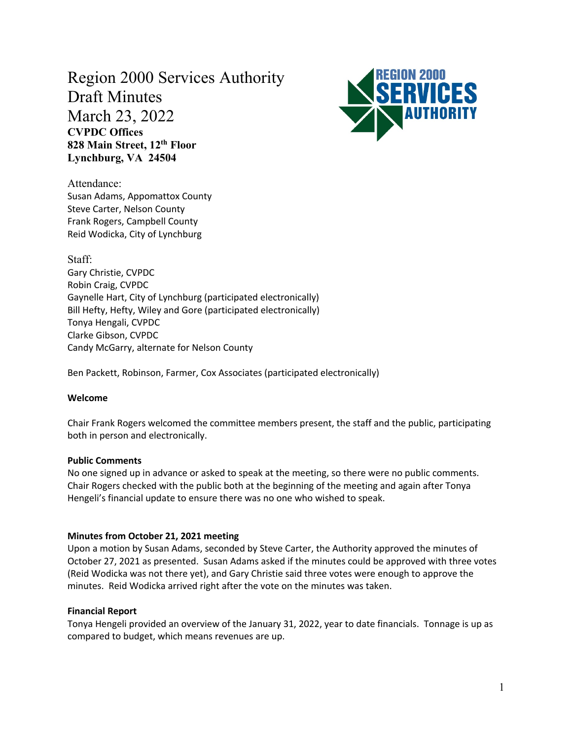# Region 2000 Services Authority
# Draft Minutes
# March 23, 2022

**CVPDC Offices**
**828 Main Street, 12th Floor**
**Lynchburg, VA 24504**

Attendance:
Susan Adams, Appomattox County
Steve Carter, Nelson County
Frank Rogers, Campbell County
Reid Wodicka, City of Lynchburg

Staff:
Gary Christie, CVPDC
Robin Craig, CVPDC
Gaynelle Hart, City of Lynchburg (participated electronically)
Bill Hefty, Hefty, Wiley and Gore (participated electronically)
Tonya Hengali, CVPDC
Clarke Gibson, CVPDC
Candy McGarry, alternate for Nelson County

Ben Packett, Robinson, Farmer, Cox Associates (participated electronically)

**Welcome**

Chair Frank Rogers welcomed the committee members present, the staff and the public, participating both in person and electronically.

**Public Comments**

No one signed up in advance or asked to speak at the meeting, so there were no public comments. Chair Rogers checked with the public both at the beginning of the meeting and again after Tonya Hengeli's financial update to ensure there was no one who wished to speak.

**Minutes from October 21, 2021 meeting**

Upon a motion by Susan Adams, seconded by Steve Carter, the Authority approved the minutes of October 27, 2021 as presented. Susan Adams asked if the minutes could be approved with three votes (Reid Wodicka was not there yet), and Gary Christie said three votes were enough to approve the minutes. Reid Wodicka arrived right after the vote on the minutes was taken.

**Financial Report**

Tonya Hengeli provided an overview of the January 31, 2022, year to date financials. Tonnage is up as compared to budget, which means revenues are up.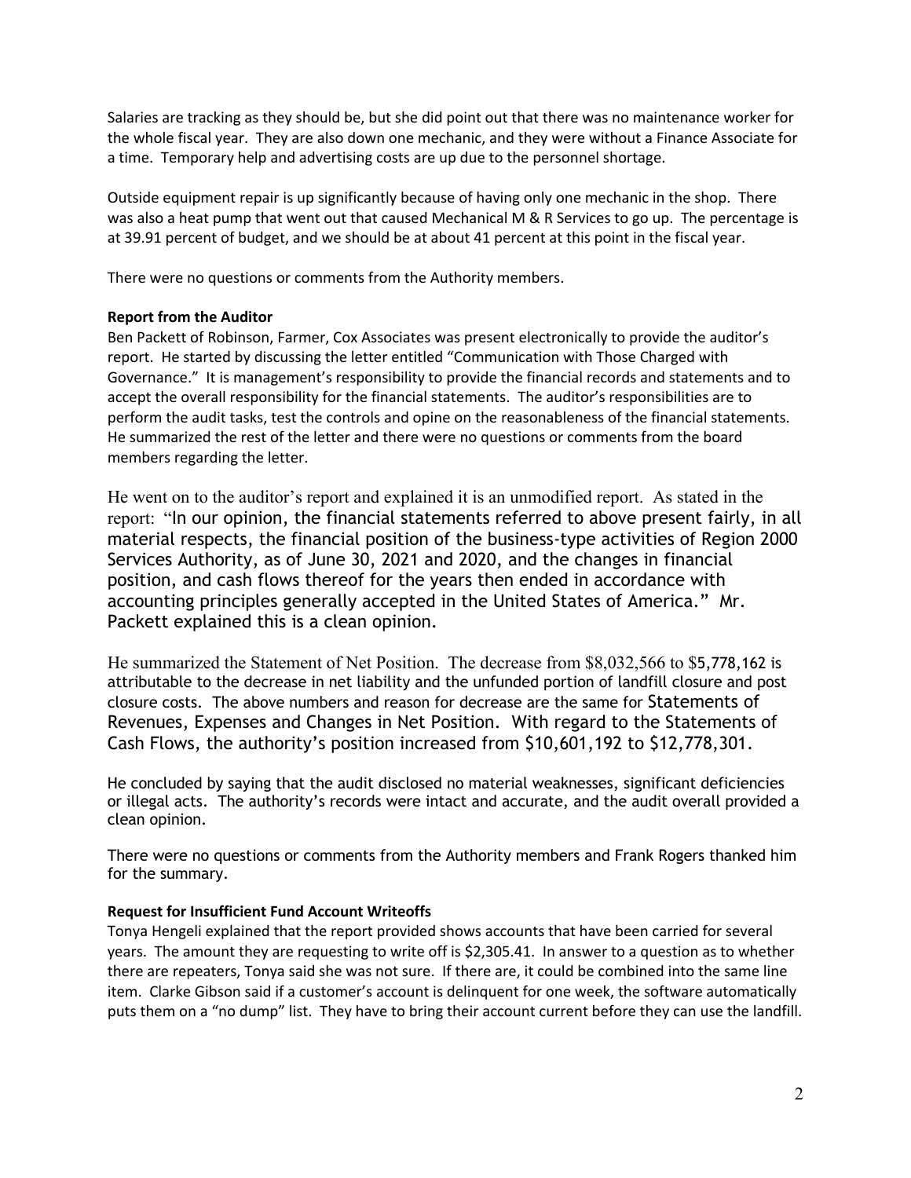Salaries are tracking as they should be, but she did point out that there was no maintenance worker for the whole fiscal year. They are also down one mechanic, and they were without a Finance Associate for a time. Temporary help and advertising costs are up due to the personnel shortage.

Outside equipment repair is up significantly because of having only one mechanic in the shop. There was also a heat pump that went out that caused Mechanical M & R Services to go up. The percentage is at 39.91 percent of budget, and we should be at about 41 percent at this point in the fiscal year.

There were no questions or comments from the Authority members.

**Report from the Auditor**

Ben Packett of Robinson, Farmer, Cox Associates was present electronically to provide the auditor's report. He started by discussing the letter entitled "Communication with Those Charged with Governance." It is management's responsibility to provide the financial records and statements and to accept the overall responsibility for the financial statements. The auditor's responsibilities are to perform the audit tasks, test the controls and opine on the reasonableness of the financial statements. He summarized the rest of the letter and there were no questions or comments from the board members regarding the letter.

He went on to the auditor's report and explained it is an unmodified report. As stated in the report: "In our opinion, the financial statements referred to above present fairly, in all material respects, the financial position of the business-type activities of Region 2000 Services Authority, as of June 30, 2021 and 2020, and the changes in financial position, and cash flows thereof for the years then ended in accordance with accounting principles generally accepted in the United States of America." Mr. Packett explained this is a clean opinion.

He summarized the Statement of Net Position. The decrease from $8,032,566 to $5,778,162 is attributable to the decrease in net liability and the unfunded portion of landfill closure and post closure costs. The above numbers and reason for decrease are the same for Statements of Revenues, Expenses and Changes in Net Position. With regard to the Statements of Cash Flows, the authority's position increased from $10,601,192 to $12,778,301.

He concluded by saying that the audit disclosed no material weaknesses, significant deficiencies or illegal acts. The authority's records were intact and accurate, and the audit overall provided a clean opinion.

There were no questions or comments from the Authority members and Frank Rogers thanked him for the summary.

**Request for Insufficient Fund Account Writeoffs**

Tonya Hengeli explained that the report provided shows accounts that have been carried for several years. The amount they are requesting to write off is $2,305.41. In answer to a question as to whether there are repeaters, Tonya said she was not sure. If there are, it could be combined into the same line item. Clarke Gibson said if a customer's account is delinquent for one week, the software automatically puts them on a "no dump" list. They have to bring their account current before they can use the landfill.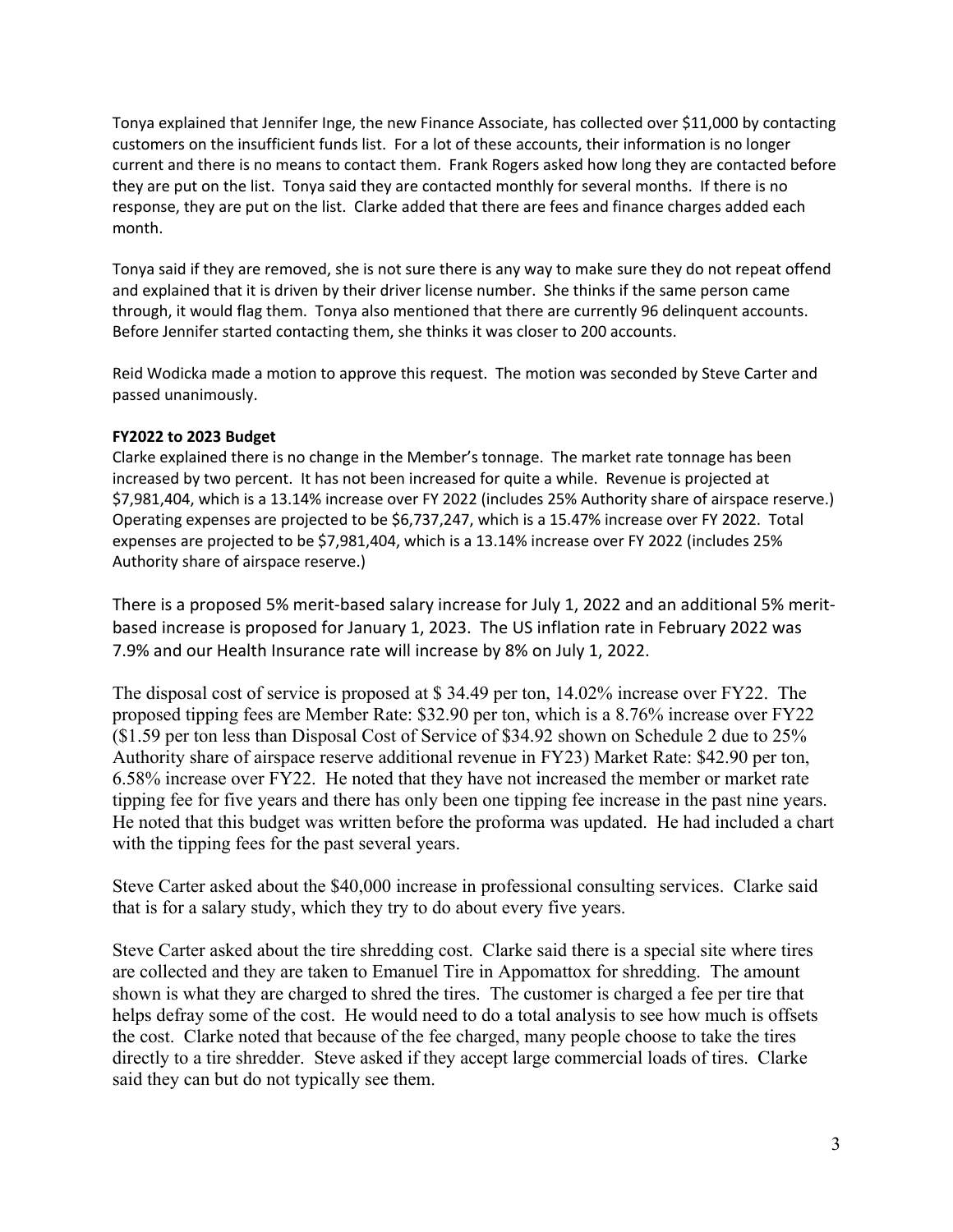Tonya explained that Jennifer Inge, the new Finance Associate, has collected over $11,000 by contacting customers on the insufficient funds list. For a lot of these accounts, their information is no longer current and there is no means to contact them. Frank Rogers asked how long they are contacted before they are put on the list. Tonya said they are contacted monthly for several months. If there is no response, they are put on the list. Clarke added that there are fees and finance charges added each month.

Tonya said if they are removed, she is not sure there is any way to make sure they do not repeat offend and explained that it is driven by their driver license number. She thinks if the same person came through, it would flag them. Tonya also mentioned that there are currently 96 delinquent accounts. Before Jennifer started contacting them, she thinks it was closer to 200 accounts.

Reid Wodicka made a motion to approve this request. The motion was seconded by Steve Carter and passed unanimously.

**FY2022 to 2023 Budget**

Clarke explained there is no change in the Member's tonnage. The market rate tonnage has been increased by two percent. It has not been increased for quite a while. Revenue is projected at $7,981,404, which is a 13.14% increase over FY 2022 (includes 25% Authority share of airspace reserve.) Operating expenses are projected to be $6,737,247, which is a 15.47% increase over FY 2022. Total expenses are projected to be $7,981,404, which is a 13.14% increase over FY 2022 (includes 25% Authority share of airspace reserve.)

There is a proposed 5% merit-based salary increase for July 1, 2022 and an additional 5% merit-based increase is proposed for January 1, 2023. The US inflation rate in February 2022 was 7.9% and our Health Insurance rate will increase by 8% on July 1, 2022.

The disposal cost of service is proposed at $ 34.49 per ton, 14.02% increase over FY22. The proposed tipping fees are Member Rate: $32.90 per ton, which is a 8.76% increase over FY22 ($1.59 per ton less than Disposal Cost of Service of $34.92 shown on Schedule 2 due to 25% Authority share of airspace reserve additional revenue in FY23) Market Rate: $42.90 per ton, 6.58% increase over FY22. He noted that they have not increased the member or market rate tipping fee for five years and there has only been one tipping fee increase in the past nine years. He noted that this budget was written before the proforma was updated. He had included a chart with the tipping fees for the past several years.

Steve Carter asked about the $40,000 increase in professional consulting services. Clarke said that is for a salary study, which they try to do about every five years.

Steve Carter asked about the tire shredding cost. Clarke said there is a special site where tires are collected and they are taken to Emanuel Tire in Appomattox for shredding. The amount shown is what they are charged to shred the tires. The customer is charged a fee per tire that helps defray some of the cost. He would need to do a total analysis to see how much is offsets the cost. Clarke noted that because of the fee charged, many people choose to take the tires directly to a tire shredder. Steve asked if they accept large commercial loads of tires. Clarke said they can but do not typically see them.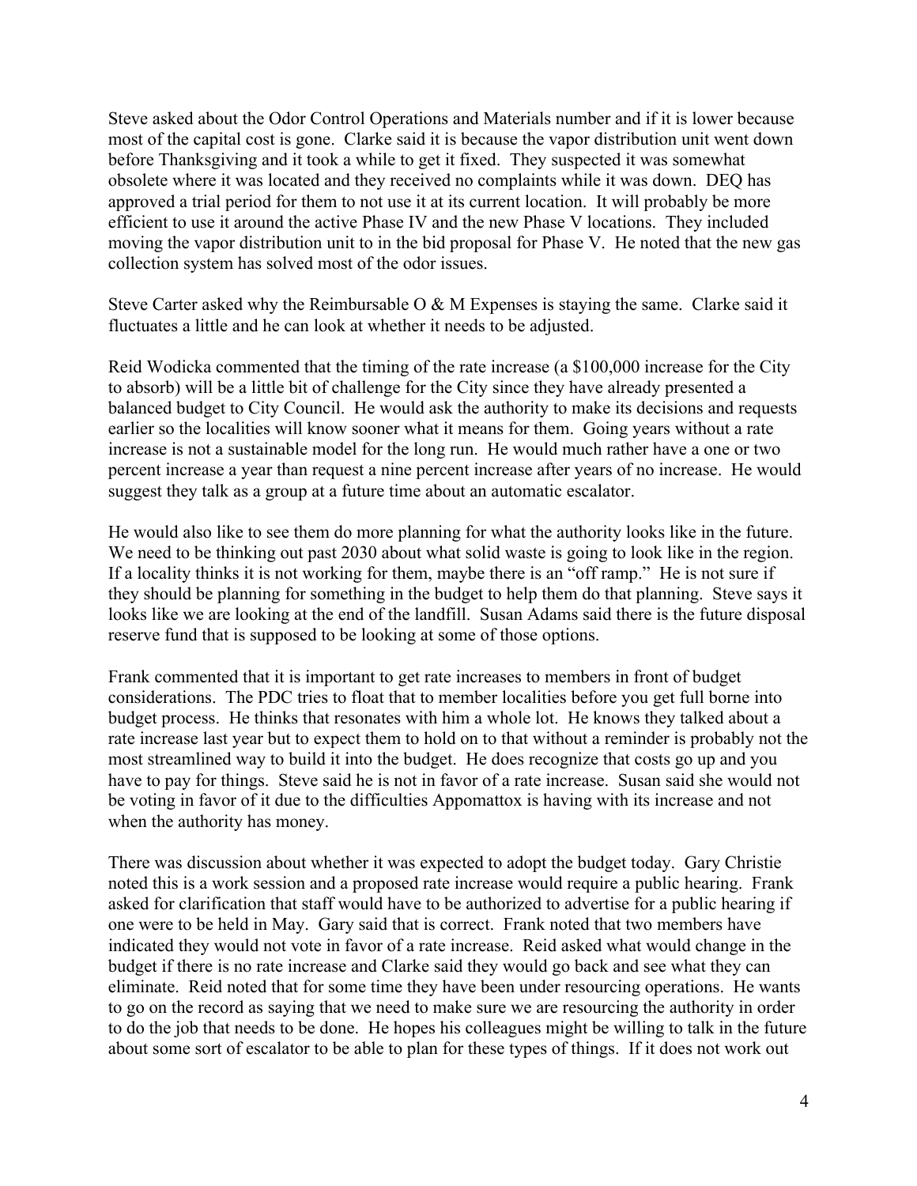Steve asked about the Odor Control Operations and Materials number and if it is lower because most of the capital cost is gone. Clarke said it is because the vapor distribution unit went down before Thanksgiving and it took a while to get it fixed. They suspected it was somewhat obsolete where it was located and they received no complaints while it was down. DEQ has approved a trial period for them to not use it at its current location. It will probably be more efficient to use it around the active Phase IV and the new Phase V locations. They included moving the vapor distribution unit to in the bid proposal for Phase V. He noted that the new gas collection system has solved most of the odor issues.

Steve Carter asked why the Reimbursable O & M Expenses is staying the same. Clarke said it fluctuates a little and he can look at whether it needs to be adjusted.

Reid Wodicka commented that the timing of the rate increase (a $100,000 increase for the City to absorb) will be a little bit of challenge for the City since they have already presented a balanced budget to City Council. He would ask the authority to make its decisions and requests earlier so the localities will know sooner what it means for them. Going years without a rate increase is not a sustainable model for the long run. He would much rather have a one or two percent increase a year than request a nine percent increase after years of no increase. He would suggest they talk as a group at a future time about an automatic escalator.

He would also like to see them do more planning for what the authority looks like in the future. We need to be thinking out past 2030 about what solid waste is going to look like in the region. If a locality thinks it is not working for them, maybe there is an "off ramp." He is not sure if they should be planning for something in the budget to help them do that planning. Steve says it looks like we are looking at the end of the landfill. Susan Adams said there is the future disposal reserve fund that is supposed to be looking at some of those options.

Frank commented that it is important to get rate increases to members in front of budget considerations. The PDC tries to float that to member localities before you get full borne into budget process. He thinks that resonates with him a whole lot. He knows they talked about a rate increase last year but to expect them to hold on to that without a reminder is probably not the most streamlined way to build it into the budget. He does recognize that costs go up and you have to pay for things. Steve said he is not in favor of a rate increase. Susan said she would not be voting in favor of it due to the difficulties Appomattox is having with its increase and not when the authority has money.

There was discussion about whether it was expected to adopt the budget today. Gary Christie noted this is a work session and a proposed rate increase would require a public hearing. Frank asked for clarification that staff would have to be authorized to advertise for a public hearing if one were to be held in May. Gary said that is correct. Frank noted that two members have indicated they would not vote in favor of a rate increase. Reid asked what would change in the budget if there is no rate increase and Clarke said they would go back and see what they can eliminate. Reid noted that for some time they have been under resourcing operations. He wants to go on the record as saying that we need to make sure we are resourcing the authority in order to do the job that needs to be done. He hopes his colleagues might be willing to talk in the future about some sort of escalator to be able to plan for these types of things. If it does not work out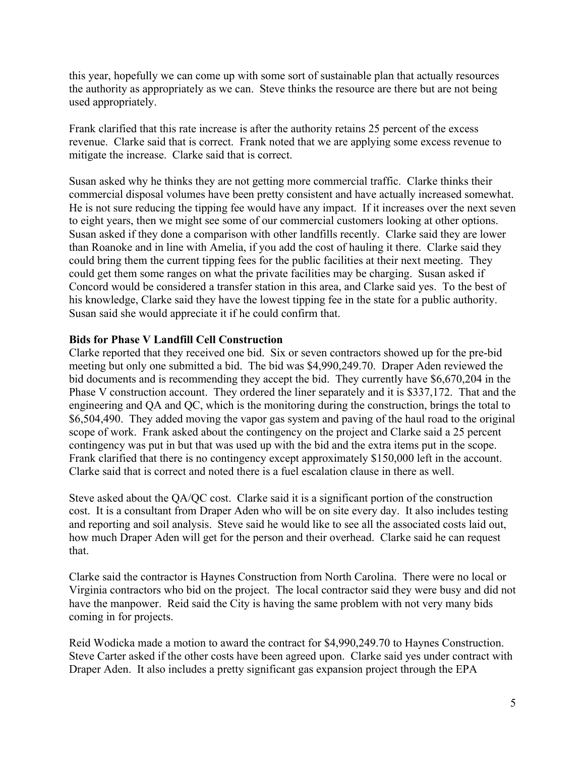this year, hopefully we can come up with some sort of sustainable plan that actually resources the authority as appropriately as we can. Steve thinks the resource are there but are not being used appropriately.

Frank clarified that this rate increase is after the authority retains 25 percent of the excess revenue. Clarke said that is correct. Frank noted that we are applying some excess revenue to mitigate the increase. Clarke said that is correct.

Susan asked why he thinks they are not getting more commercial traffic. Clarke thinks their commercial disposal volumes have been pretty consistent and have actually increased somewhat. He is not sure reducing the tipping fee would have any impact. If it increases over the next seven to eight years, then we might see some of our commercial customers looking at other options. Susan asked if they done a comparison with other landfills recently. Clarke said they are lower than Roanoke and in line with Amelia, if you add the cost of hauling it there. Clarke said they could bring them the current tipping fees for the public facilities at their next meeting. They could get them some ranges on what the private facilities may be charging. Susan asked if Concord would be considered a transfer station in this area, and Clarke said yes. To the best of his knowledge, Clarke said they have the lowest tipping fee in the state for a public authority. Susan said she would appreciate it if he could confirm that.

**Bids for Phase V Landfill Cell Construction**

Clarke reported that they received one bid. Six or seven contractors showed up for the pre-bid meeting but only one submitted a bid. The bid was $4,990,249.70. Draper Aden reviewed the bid documents and is recommending they accept the bid. They currently have $6,670,204 in the Phase V construction account. They ordered the liner separately and it is $337,172. That and the engineering and QA and QC, which is the monitoring during the construction, brings the total to $6,504,490. They added moving the vapor gas system and paving of the haul road to the original scope of work. Frank asked about the contingency on the project and Clarke said a 25 percent contingency was put in but that was used up with the bid and the extra items put in the scope. Frank clarified that there is no contingency except approximately $150,000 left in the account. Clarke said that is correct and noted there is a fuel escalation clause in there as well.

Steve asked about the QA/QC cost. Clarke said it is a significant portion of the construction cost. It is a consultant from Draper Aden who will be on site every day. It also includes testing and reporting and soil analysis. Steve said he would like to see all the associated costs laid out, how much Draper Aden will get for the person and their overhead. Clarke said he can request that.

Clarke said the contractor is Haynes Construction from North Carolina. There were no local or Virginia contractors who bid on the project. The local contractor said they were busy and did not have the manpower. Reid said the City is having the same problem with not very many bids coming in for projects.

Reid Wodicka made a motion to award the contract for $4,990,249.70 to Haynes Construction. Steve Carter asked if the other costs have been agreed upon. Clarke said yes under contract with Draper Aden. It also includes a pretty significant gas expansion project through the EPA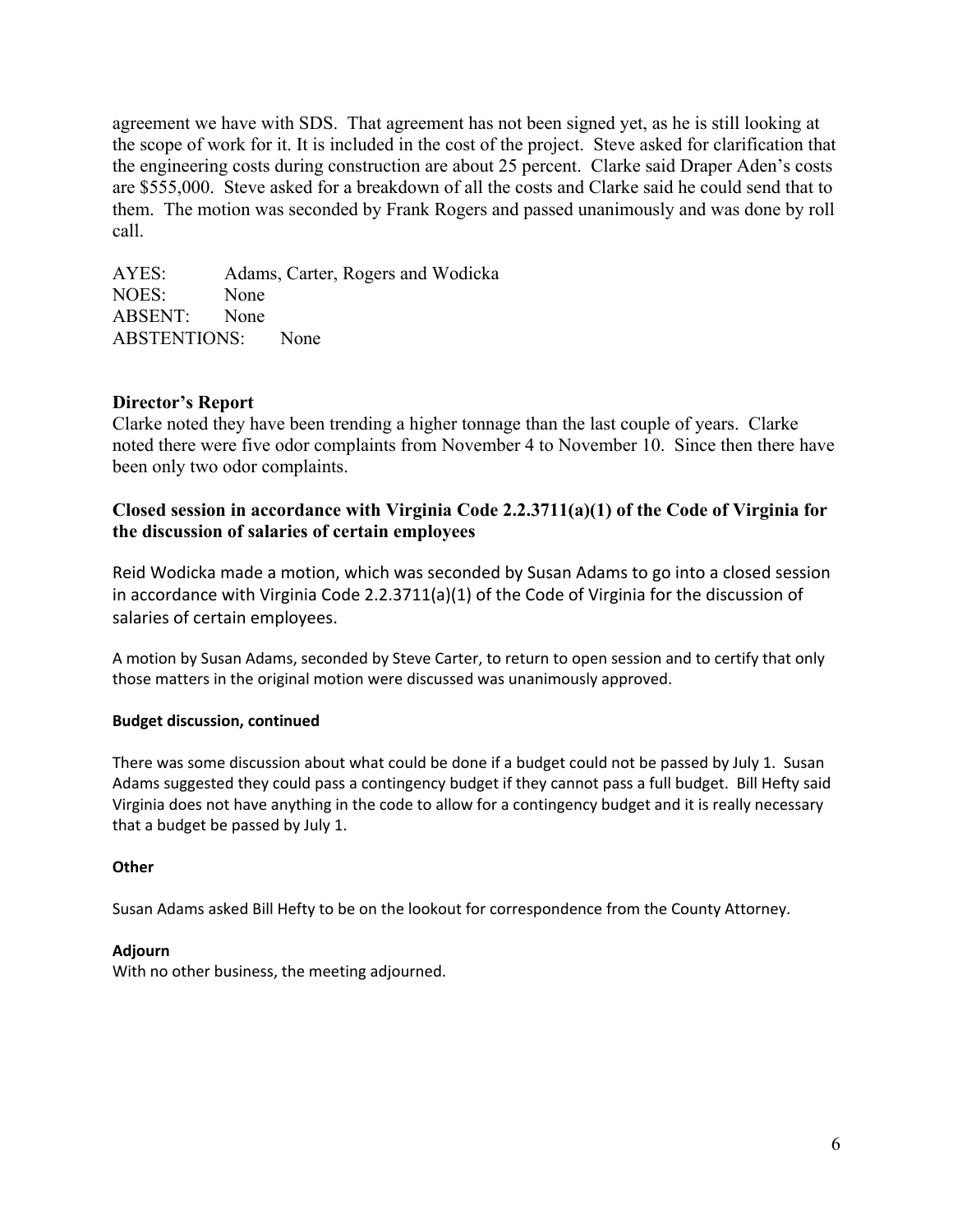agreement we have with SDS. That agreement has not been signed yet, as he is still looking at the scope of work for it. It is included in the cost of the project. Steve asked for clarification that the engineering costs during construction are about 25 percent. Clarke said Draper Aden's costs are $555,000. Steve asked for a breakdown of all the costs and Clarke said he could send that to them. The motion was seconded by Frank Rogers and passed unanimously and was done by roll call.

AYES: Adams, Carter, Rogers and Wodicka
NOES: None
ABSENT: None
ABSTENTIONS: None

### Director's Report

Clarke noted they have been trending a higher tonnage than the last couple of years. Clarke noted there were five odor complaints from November 4 to November 10. Since then there have been only two odor complaints.

### Closed session in accordance with Virginia Code 2.2.3711(a)(1) of the Code of Virginia for the discussion of salaries of certain employees

Reid Wodicka made a motion, which was seconded by Susan Adams to go into a closed session in accordance with Virginia Code 2.2.3711(a)(1) of the Code of Virginia for the discussion of salaries of certain employees.

A motion by Susan Adams, seconded by Steve Carter, to return to open session and to certify that only those matters in the original motion were discussed was unanimously approved.

#### Budget discussion, continued

There was some discussion about what could be done if a budget could not be passed by July 1. Susan Adams suggested they could pass a contingency budget if they cannot pass a full budget. Bill Hefty said Virginia does not have anything in the code to allow for a contingency budget and it is really necessary that a budget be passed by July 1.

#### Other

Susan Adams asked Bill Hefty to be on the lookout for correspondence from the County Attorney.

#### Adjourn

With no other business, the meeting adjourned.